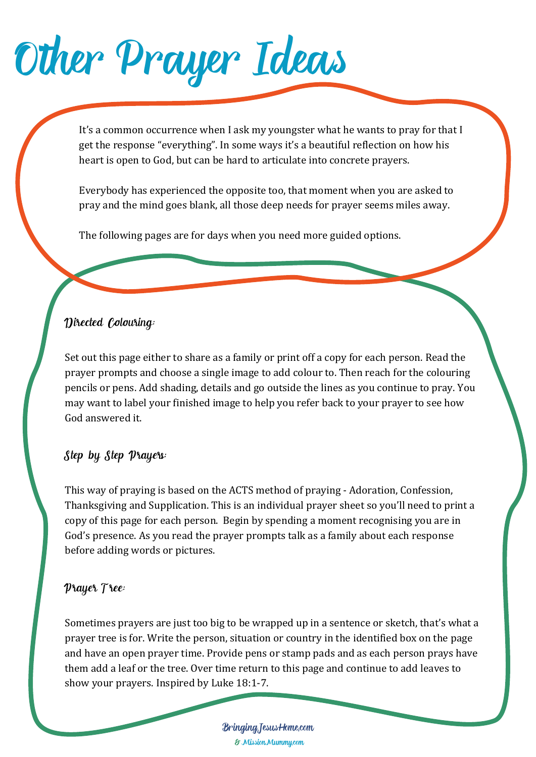# Other Prayer Ideas

It's a common occurrence when I ask my youngster what he wants to pray for that I get the response "everything". In some ways it's a beautiful reflection on how his heart is open to God, but can be hard to articulate into concrete prayers.

Everybody has experienced the opposite too, that moment when you are asked to pray and the mind goes blank, all those deep needs for prayer seems miles away.

The following pages are for days when you need more guided options.

### Directed Colouring:

Set out this page either to share as a family or print off a copy for each person. Read the prayer prompts and choose a single image to add colour to. Then reach for the colouring pencils or pens. Add shading, details and go outside the lines as you continue to pray. You may want to label your finished image to help you refer back to your prayer to see how God answered it.

### Step by Step Prayers:

This way of praying is based on the ACTS method of praying - Adoration, Confession, Thanksgiving and Supplication. This is an individual prayer sheet so you'll need to print a copy of this page for each person. Begin by spending a moment recognising you are in God's presence. As you read the prayer prompts talk as a family about each response before adding words or pictures.

### Prayer Tree:

Sometimes prayers are just too big to be wrapped up in a sentence or sketch, that's what a prayer tree is for. Write the person, situation or country in the identified box on the page and have an open prayer time. Provide pens or stamp pads and as each person prays have them add a leaf or the tree. Over time return to this page and continue to add leaves to show your prayers. Inspired by Luke 18:1-7.

BringingJesusHome.com
& MissionMummy.com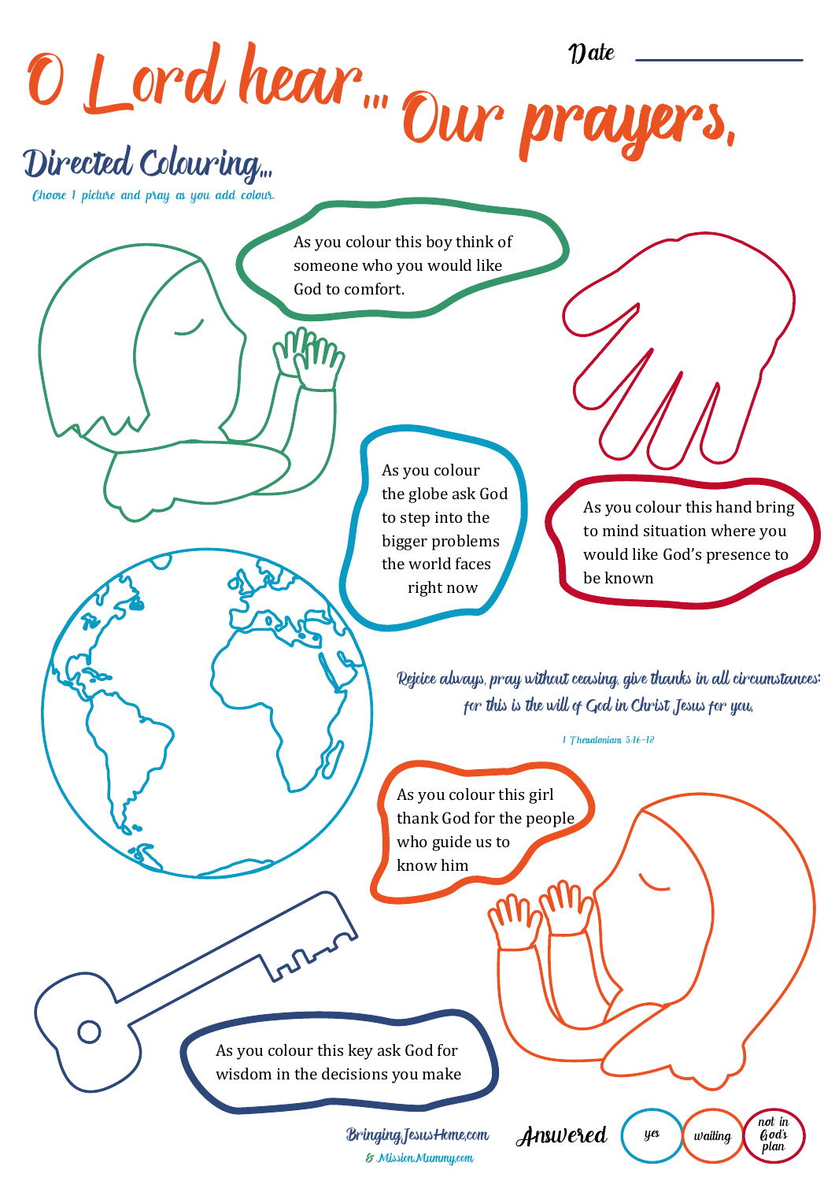# O Lord hear... Our prayers.

Date ______________

## Directed Colouring...

*Choose 1 picture and pray as you add colour.*

As you colour this boy think of someone who you would like God to comfort.

As you colour this hand bring to mind situation where you would like God's presence to be known

As you colour the globe ask God to step into the bigger problems the world faces right now

*Rejoice always, pray without ceasing, give thanks in all circumstances; for this is the will of God in Christ Jesus for you.*

1 Thessalonians 5:16-18

As you colour this girl thank God for the people who guide us to know him

As you colour this key ask God for wisdom in the decisions you make

BringingJesusHome.com
& MissionMummy.com

**Answered** yes | waiting | not in God's plan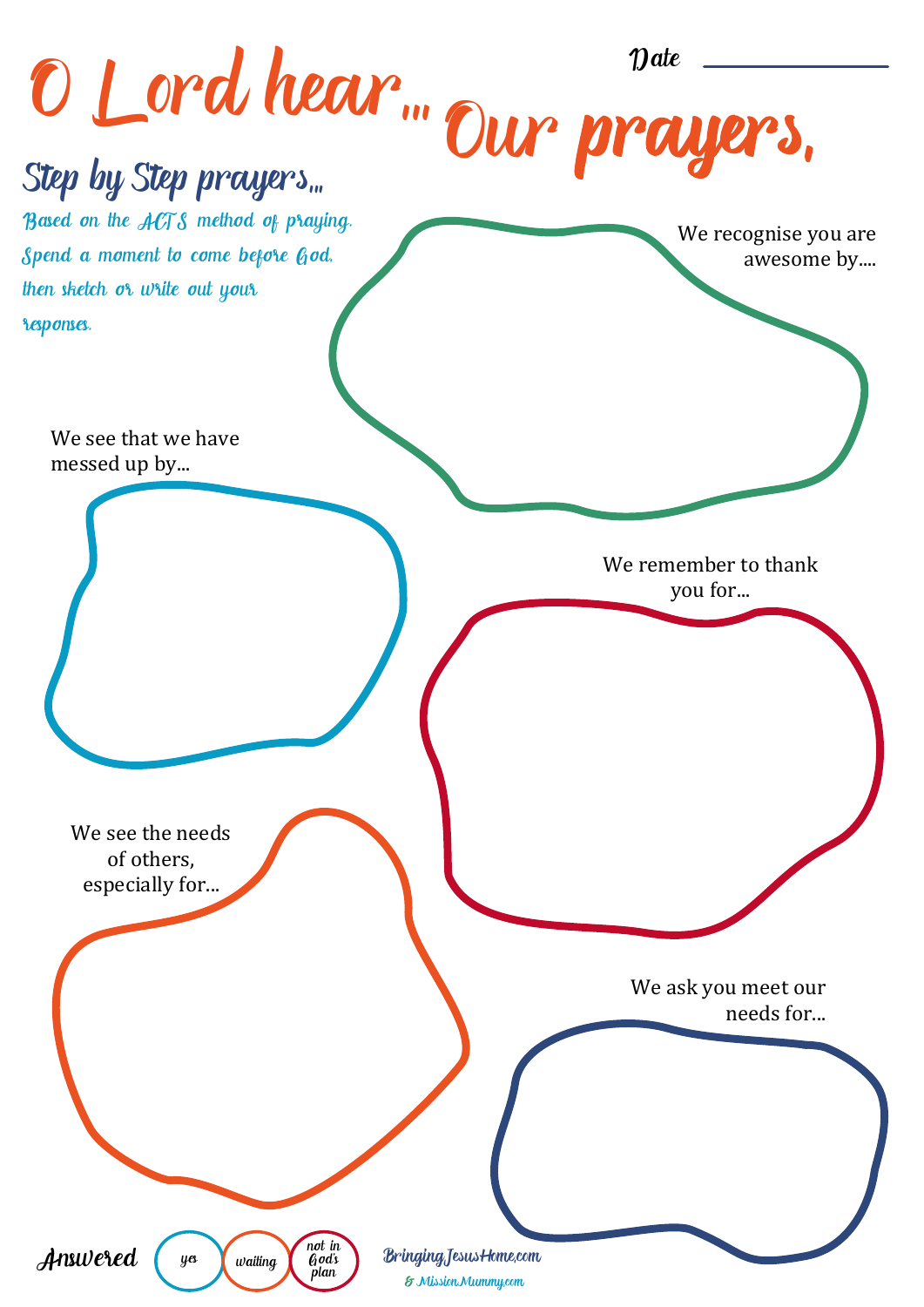# O Lord hear... Our prayers,

Date ____________

## Step by Step prayers...

*Based on the ACTS method of praying. Spend a moment to come before God, then sketch or write out your responses.*

We recognise you are awesome by....

We see that we have messed up by...

We remember to thank you for...

We see the needs of others, especially for...

We ask you meet our needs for...

**Answered** yes | waiting | not in God's plan

BringingJesusHome.com & MissionMummy.com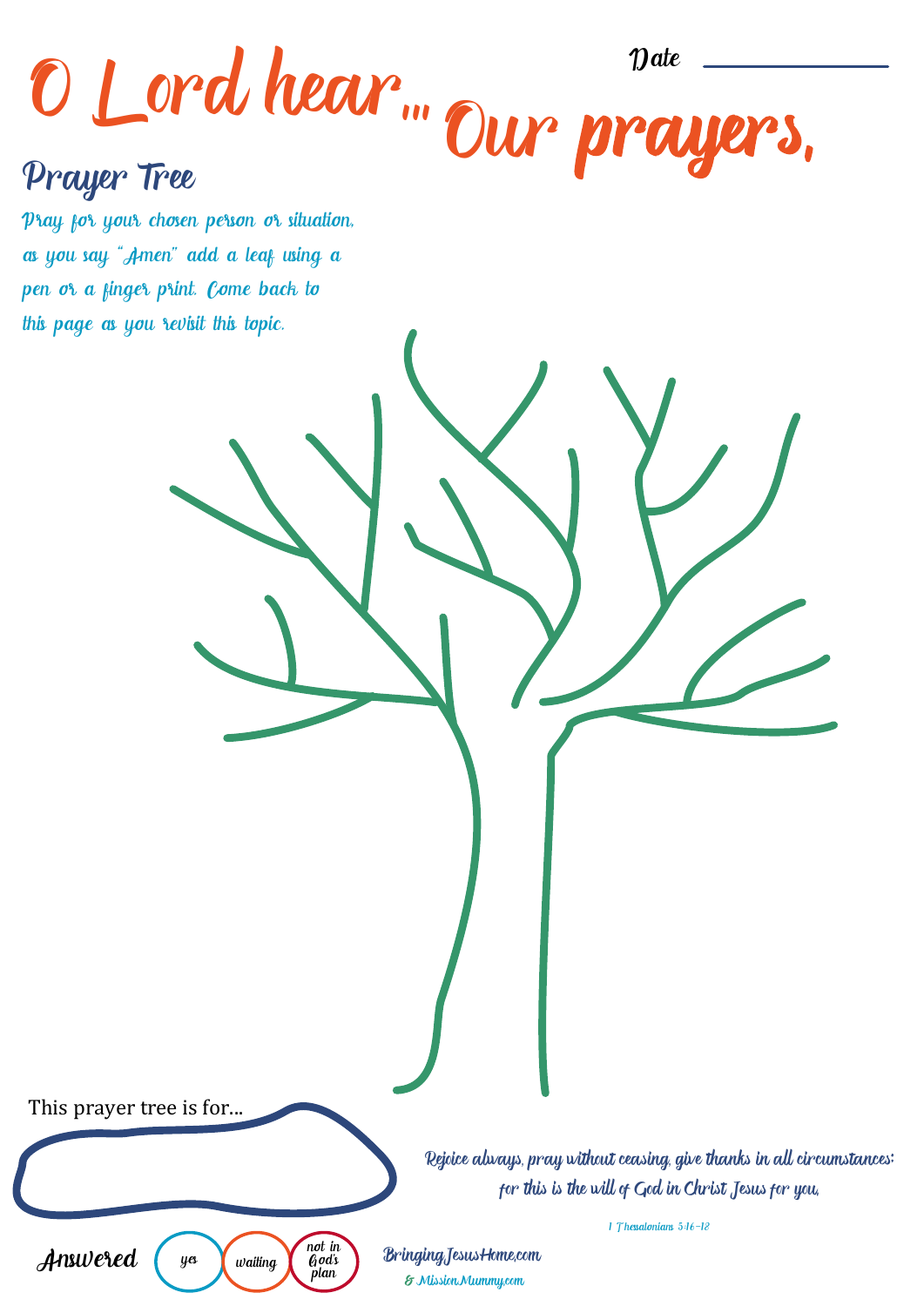# O Lord hear... Our prayers.

Date ____________

## Prayer Tree

Pray for your chosen person or situation, as you say "Amen" add a leaf using a pen or a finger print. Come back to this page as you revisit this topic.

This prayer tree is for...

Rejoice always, pray without ceasing, give thanks in all circumstances; for this is the will of God in Christ Jesus for you.

1 Thessalonians 5:16-18

Answered

yes

waiting

not in God's plan

BringingJesusHome.com

& MissionMummy.com